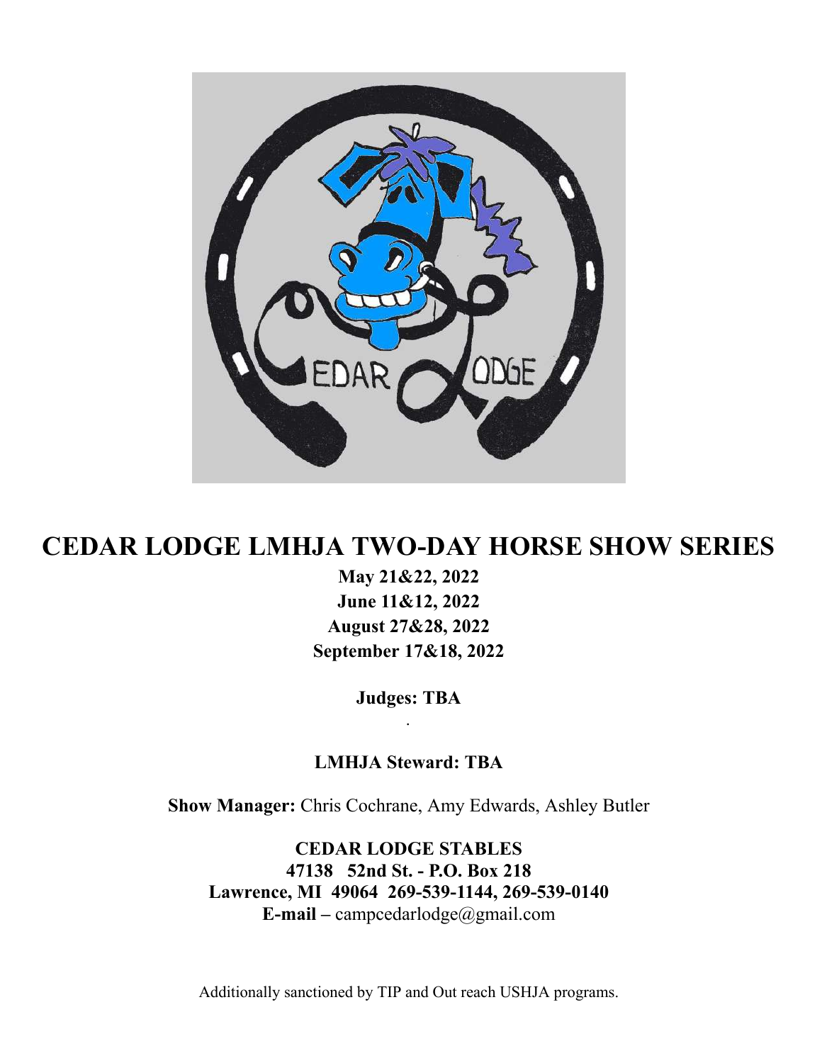# CEDAR LODGE LMHJA TWO-DAY HORSE SHOW SERIES

**May 21&22, 2022**
**June 11&12, 2022**
**August 27&28, 2022**
**September 17&18, 2022**

**Judges: TBA**

.

**LMHJA Steward: TBA**

**Show Manager:** Chris Cochrane, Amy Edwards, Ashley Butler

**CEDAR LODGE STABLES**
**47138 52nd St. - P.O. Box 218**
**Lawrence, MI 49064 269-539-1144, 269-539-0140**
**E-mail –** campcedarlodge@gmail.com

Additionally sanctioned by TIP and Out reach USHJA programs.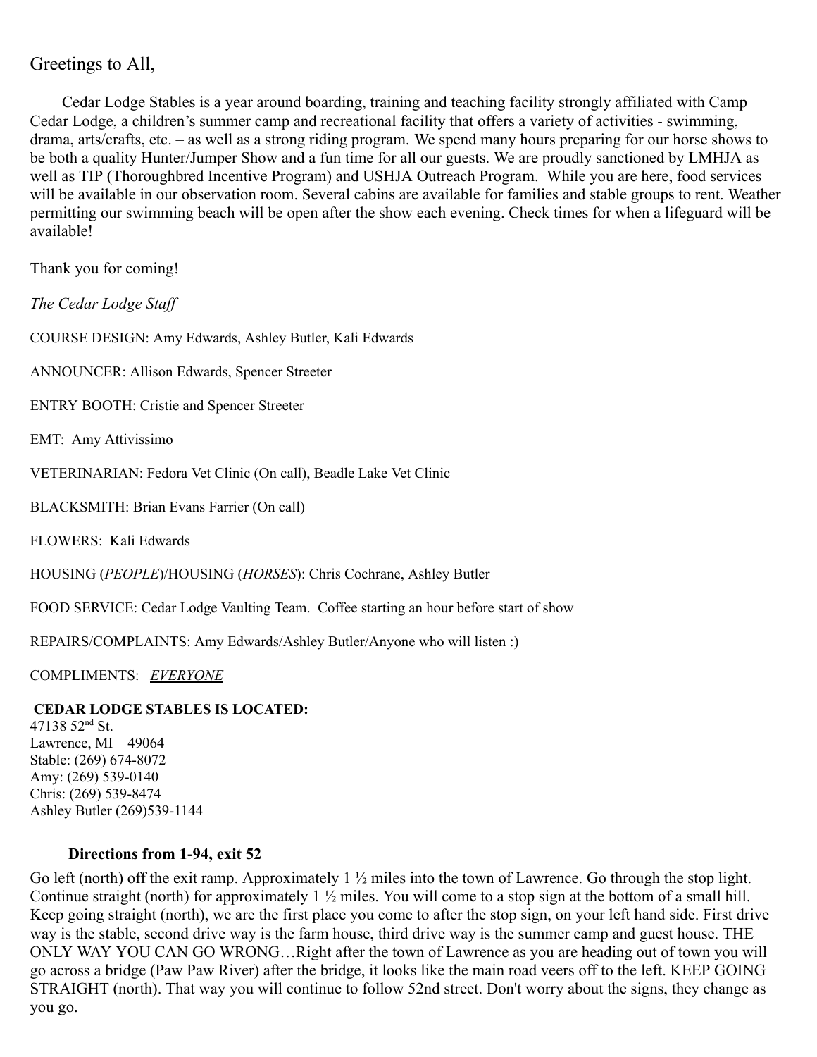Greetings to All,

Cedar Lodge Stables is a year around boarding, training and teaching facility strongly affiliated with Camp Cedar Lodge, a children's summer camp and recreational facility that offers a variety of activities - swimming, drama, arts/crafts, etc. – as well as a strong riding program. We spend many hours preparing for our horse shows to be both a quality Hunter/Jumper Show and a fun time for all our guests. We are proudly sanctioned by LMHJA as well as TIP (Thoroughbred Incentive Program) and USHJA Outreach Program. While you are here, food services will be available in our observation room. Several cabins are available for families and stable groups to rent. Weather permitting our swimming beach will be open after the show each evening. Check times for when a lifeguard will be available!

Thank you for coming!

*The Cedar Lodge Staff*

COURSE DESIGN: Amy Edwards, Ashley Butler, Kali Edwards

ANNOUNCER: Allison Edwards, Spencer Streeter

ENTRY BOOTH: Cristie and Spencer Streeter

EMT: Amy Attivissimo

VETERINARIAN: Fedora Vet Clinic (On call), Beadle Lake Vet Clinic

BLACKSMITH: Brian Evans Farrier (On call)

FLOWERS: Kali Edwards

HOUSING (*PEOPLE*)/HOUSING (*HORSES*): Chris Cochrane, Ashley Butler

FOOD SERVICE: Cedar Lodge Vaulting Team. Coffee starting an hour before start of show

REPAIRS/COMPLAINTS: Amy Edwards/Ashley Butler/Anyone who will listen :)

COMPLIMENTS: ***EVERYONE***

**CEDAR LODGE STABLES IS LOCATED:**

47138 52nd St.
Lawrence, MI 49064
Stable: (269) 674-8072
Amy: (269) 539-0140
Chris: (269) 539-8474
Ashley Butler (269)539-1144

**Directions from 1-94, exit 52**

Go left (north) off the exit ramp. Approximately 1 ½ miles into the town of Lawrence. Go through the stop light. Continue straight (north) for approximately 1 ½ miles. You will come to a stop sign at the bottom of a small hill. Keep going straight (north), we are the first place you come to after the stop sign, on your left hand side. First drive way is the stable, second drive way is the farm house, third drive way is the summer camp and guest house. THE ONLY WAY YOU CAN GO WRONG…Right after the town of Lawrence as you are heading out of town you will go across a bridge (Paw Paw River) after the bridge, it looks like the main road veers off to the left. KEEP GOING STRAIGHT (north). That way you will continue to follow 52nd street. Don't worry about the signs, they change as you go.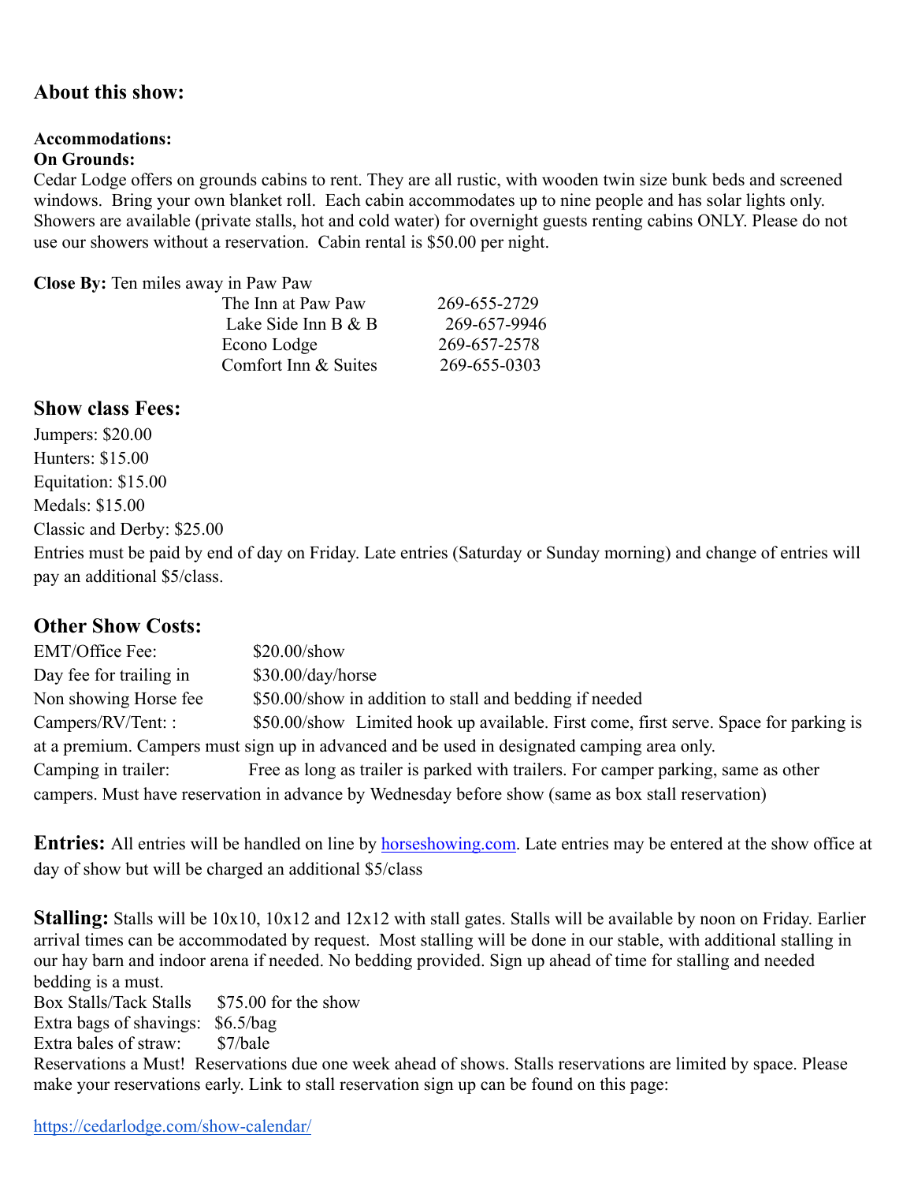## About this show:

**Accommodations:**
**On Grounds:**
Cedar Lodge offers on grounds cabins to rent. They are all rustic, with wooden twin size bunk beds and screened windows. Bring your own blanket roll. Each cabin accommodates up to nine people and has solar lights only. Showers are available (private stalls, hot and cold water) for overnight guests renting cabins ONLY. Please do not use our showers without a reservation. Cabin rental is $50.00 per night.

**Close By:** Ten miles away in Paw Paw

| | |
|---|---|
| The Inn at Paw Paw | 269-655-2729 |
| Lake Side Inn B & B | 269-657-9946 |
| Econo Lodge | 269-657-2578 |
| Comfort Inn & Suites | 269-655-0303 |

## Show class Fees:

Jumpers: $20.00
Hunters: $15.00
Equitation: $15.00
Medals: $15.00
Classic and Derby: $25.00
Entries must be paid by end of day on Friday. Late entries (Saturday or Sunday morning) and change of entries will pay an additional $5/class.

## Other Show Costs:

EMT/Office Fee: $20.00/show
Day fee for trailing in $30.00/day/horse
Non showing Horse fee $50.00/show in addition to stall and bedding if needed
Campers/RV/Tent: : $50.00/show Limited hook up available. First come, first serve. Space for parking is at a premium. Campers must sign up in advanced and be used in designated camping area only.
Camping in trailer: Free as long as trailer is parked with trailers. For camper parking, same as other campers. Must have reservation in advance by Wednesday before show (same as box stall reservation)

**Entries:** All entries will be handled on line by horseshowing.com. Late entries may be entered at the show office at day of show but will be charged an additional $5/class

**Stalling:** Stalls will be 10x10, 10x12 and 12x12 with stall gates. Stalls will be available by noon on Friday. Earlier arrival times can be accommodated by request. Most stalling will be done in our stable, with additional stalling in our hay barn and indoor arena if needed. No bedding provided. Sign up ahead of time for stalling and needed bedding is a must.
Box Stalls/Tack Stalls $75.00 for the show
Extra bags of shavings: $6.5/bag
Extra bales of straw: $7/bale
Reservations a Must! Reservations due one week ahead of shows. Stalls reservations are limited by space. Please make your reservations early. Link to stall reservation sign up can be found on this page:

https://cedarlodge.com/show-calendar/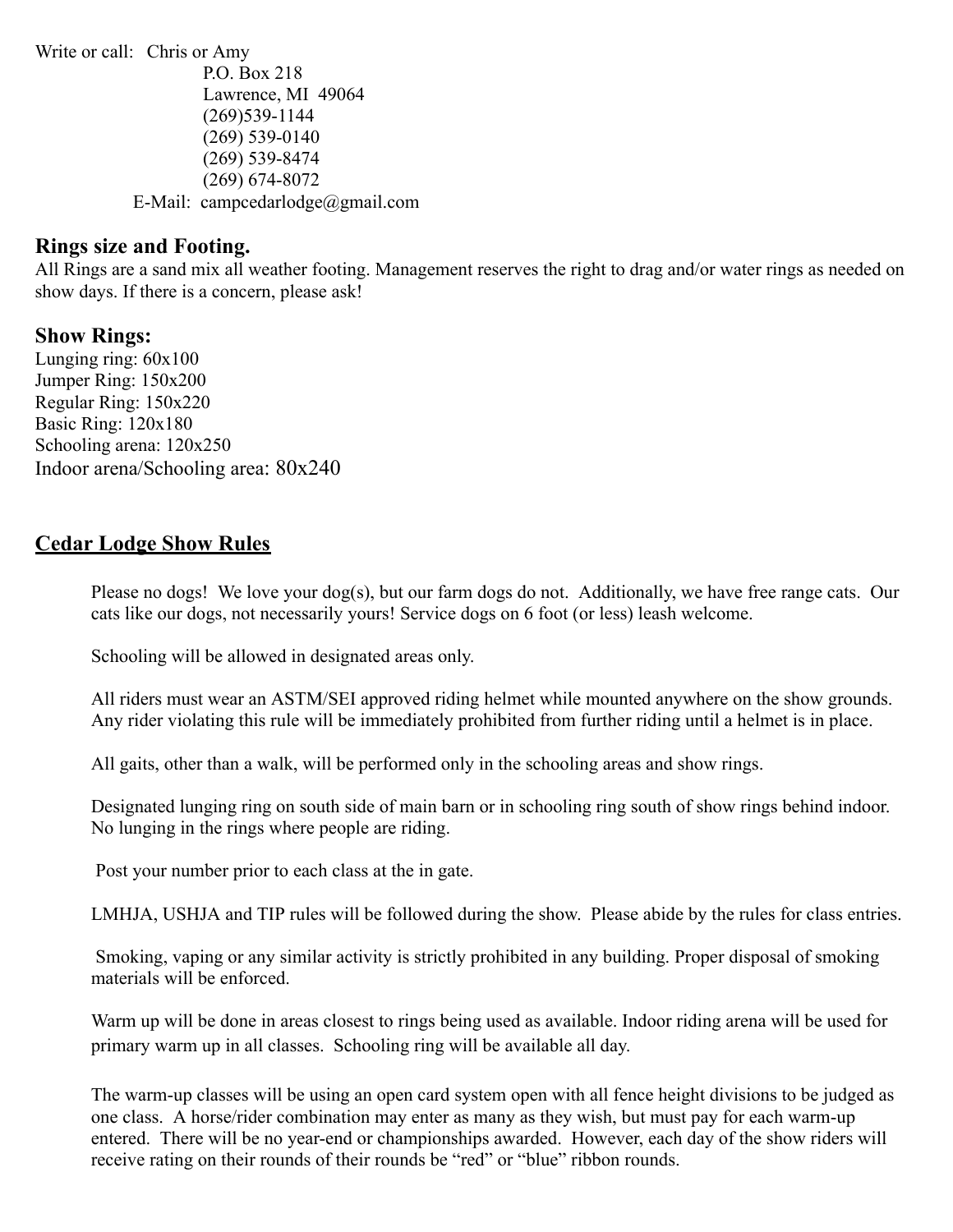Write or call: Chris or Amy
P.O. Box 218
Lawrence, MI 49064
(269)539-1144
(269) 539-0140
(269) 539-8474
(269) 674-8072
E-Mail: campcedarlodge@gmail.com

## Rings size and Footing.

All Rings are a sand mix all weather footing. Management reserves the right to drag and/or water rings as needed on show days. If there is a concern, please ask!

## Show Rings:

Lunging ring: 60x100
Jumper Ring: 150x200
Regular Ring: 150x220
Basic Ring: 120x180
Schooling arena: 120x250
Indoor arena/Schooling area: 80x240

## <u>Cedar Lodge Show Rules</u>

Please no dogs! We love your dog(s), but our farm dogs do not. Additionally, we have free range cats. Our cats like our dogs, not necessarily yours! Service dogs on 6 foot (or less) leash welcome.

Schooling will be allowed in designated areas only.

All riders must wear an ASTM/SEI approved riding helmet while mounted anywhere on the show grounds. Any rider violating this rule will be immediately prohibited from further riding until a helmet is in place.

All gaits, other than a walk, will be performed only in the schooling areas and show rings.

Designated lunging ring on south side of main barn or in schooling ring south of show rings behind indoor. No lunging in the rings where people are riding.

Post your number prior to each class at the in gate.

LMHJA, USHJA and TIP rules will be followed during the show. Please abide by the rules for class entries.

Smoking, vaping or any similar activity is strictly prohibited in any building. Proper disposal of smoking materials will be enforced.

Warm up will be done in areas closest to rings being used as available. Indoor riding arena will be used for primary warm up in all classes. Schooling ring will be available all day.

The warm-up classes will be using an open card system open with all fence height divisions to be judged as one class. A horse/rider combination may enter as many as they wish, but must pay for each warm-up entered. There will be no year-end or championships awarded. However, each day of the show riders will receive rating on their rounds of their rounds be "red" or "blue" ribbon rounds.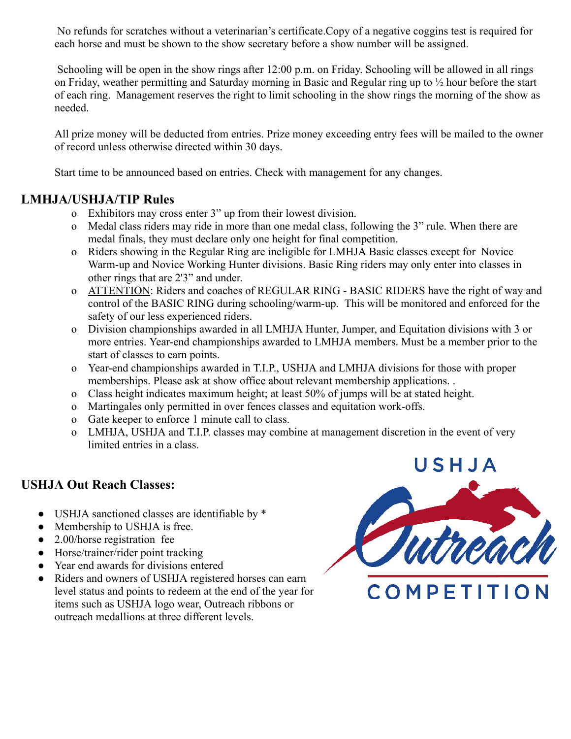No refunds for scratches without a veterinarian's certificate.Copy of a negative coggins test is required for each horse and must be shown to the show secretary before a show number will be assigned.

Schooling will be open in the show rings after 12:00 p.m. on Friday. Schooling will be allowed in all rings on Friday, weather permitting and Saturday morning in Basic and Regular ring up to ½ hour before the start of each ring. Management reserves the right to limit schooling in the show rings the morning of the show as needed.

All prize money will be deducted from entries. Prize money exceeding entry fees will be mailed to the owner of record unless otherwise directed within 30 days.

Start time to be announced based on entries. Check with management for any changes.

## LMHJA/USHJA/TIP Rules

- Exhibitors may cross enter 3" up from their lowest division.
- Medal class riders may ride in more than one medal class, following the 3" rule. When there are medal finals, they must declare only one height for final competition.
- Riders showing in the Regular Ring are ineligible for LMHJA Basic classes except for Novice Warm-up and Novice Working Hunter divisions. Basic Ring riders may only enter into classes in other rings that are 2'3" and under.
- ATTENTION: Riders and coaches of REGULAR RING - BASIC RIDERS have the right of way and control of the BASIC RING during schooling/warm-up. This will be monitored and enforced for the safety of our less experienced riders.
- Division championships awarded in all LMHJA Hunter, Jumper, and Equitation divisions with 3 or more entries. Year-end championships awarded to LMHJA members. Must be a member prior to the start of classes to earn points.
- Year-end championships awarded in T.I.P., USHJA and LMHJA divisions for those with proper memberships. Please ask at show office about relevant membership applications. .
- Class height indicates maximum height; at least 50% of jumps will be at stated height.
- Martingales only permitted in over fences classes and equitation work-offs.
- Gate keeper to enforce 1 minute call to class.
- LMHJA, USHJA and T.I.P. classes may combine at management discretion in the event of very limited entries in a class.

## USHJA Out Reach Classes:

- USHJA sanctioned classes are identifiable by *
- Membership to USHJA is free.
- 2.00/horse registration fee
- Horse/trainer/rider point tracking
- Year end awards for divisions entered
- Riders and owners of USHJA registered horses can earn level status and points to redeem at the end of the year for items such as USHJA logo wear, Outreach ribbons or outreach medallions at three different levels.

USHJA Outreach COMPETITION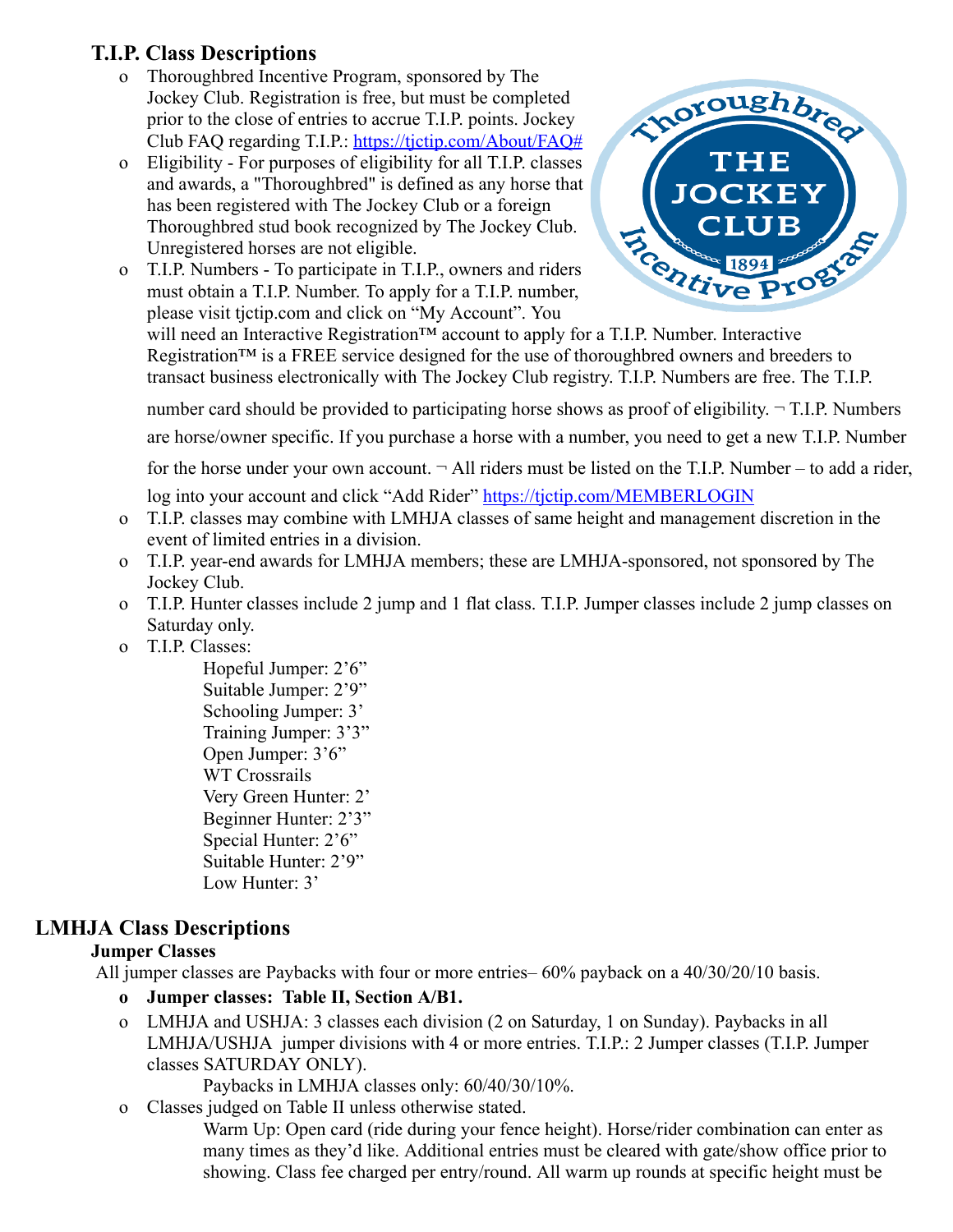## T.I.P. Class Descriptions

- Thoroughbred Incentive Program, sponsored by The Jockey Club. Registration is free, but must be completed prior to the close of entries to accrue T.I.P. points. Jockey Club FAQ regarding T.I.P.: https://tjctip.com/About/FAQ#
- Eligibility - For purposes of eligibility for all T.I.P. classes and awards, a "Thoroughbred" is defined as any horse that has been registered with The Jockey Club or a foreign Thoroughbred stud book recognized by The Jockey Club. Unregistered horses are not eligible.
- T.I.P. Numbers - To participate in T.I.P., owners and riders must obtain a T.I.P. Number. To apply for a T.I.P. number, please visit tjctip.com and click on "My Account". You will need an Interactive Registration™ account to apply for a T.I.P. Number. Interactive Registration™ is a FREE service designed for the use of thoroughbred owners and breeders to transact business electronically with The Jockey Club registry. T.I.P. Numbers are free. The T.I.P. number card should be provided to participating horse shows as proof of eligibility. ¬ T.I.P. Numbers are horse/owner specific. If you purchase a horse with a number, you need to get a new T.I.P. Number for the horse under your own account. ¬ All riders must be listed on the T.I.P. Number – to add a rider, log into your account and click "Add Rider" https://tjctip.com/MEMBERLOGIN
- T.I.P. classes may combine with LMHJA classes of same height and management discretion in the event of limited entries in a division.
- T.I.P. year-end awards for LMHJA members; these are LMHJA-sponsored, not sponsored by The Jockey Club.
- T.I.P. Hunter classes include 2 jump and 1 flat class. T.I.P. Jumper classes include 2 jump classes on Saturday only.
- T.I.P. Classes:
  - Hopeful Jumper: 2'6"
  - Suitable Jumper: 2'9"
  - Schooling Jumper: 3'
  - Training Jumper: 3'3"
  - Open Jumper: 3'6"
  - WT Crossrails
  - Very Green Hunter: 2'
  - Beginner Hunter: 2'3"
  - Special Hunter: 2'6"
  - Suitable Hunter: 2'9"
  - Low Hunter: 3'

## LMHJA Class Descriptions

### Jumper Classes

All jumper classes are Paybacks with four or more entries– 60% payback on a 40/30/20/10 basis.

- **Jumper classes: Table II, Section A/B1.**
- LMHJA and USHJA: 3 classes each division (2 on Saturday, 1 on Sunday). Paybacks in all LMHJA/USHJA jumper divisions with 4 or more entries. T.I.P.: 2 Jumper classes (T.I.P. Jumper classes SATURDAY ONLY).

  Paybacks in LMHJA classes only: 60/40/30/10%.
- Classes judged on Table II unless otherwise stated.

  Warm Up: Open card (ride during your fence height). Horse/rider combination can enter as many times as they'd like. Additional entries must be cleared with gate/show office prior to showing. Class fee charged per entry/round. All warm up rounds at specific height must be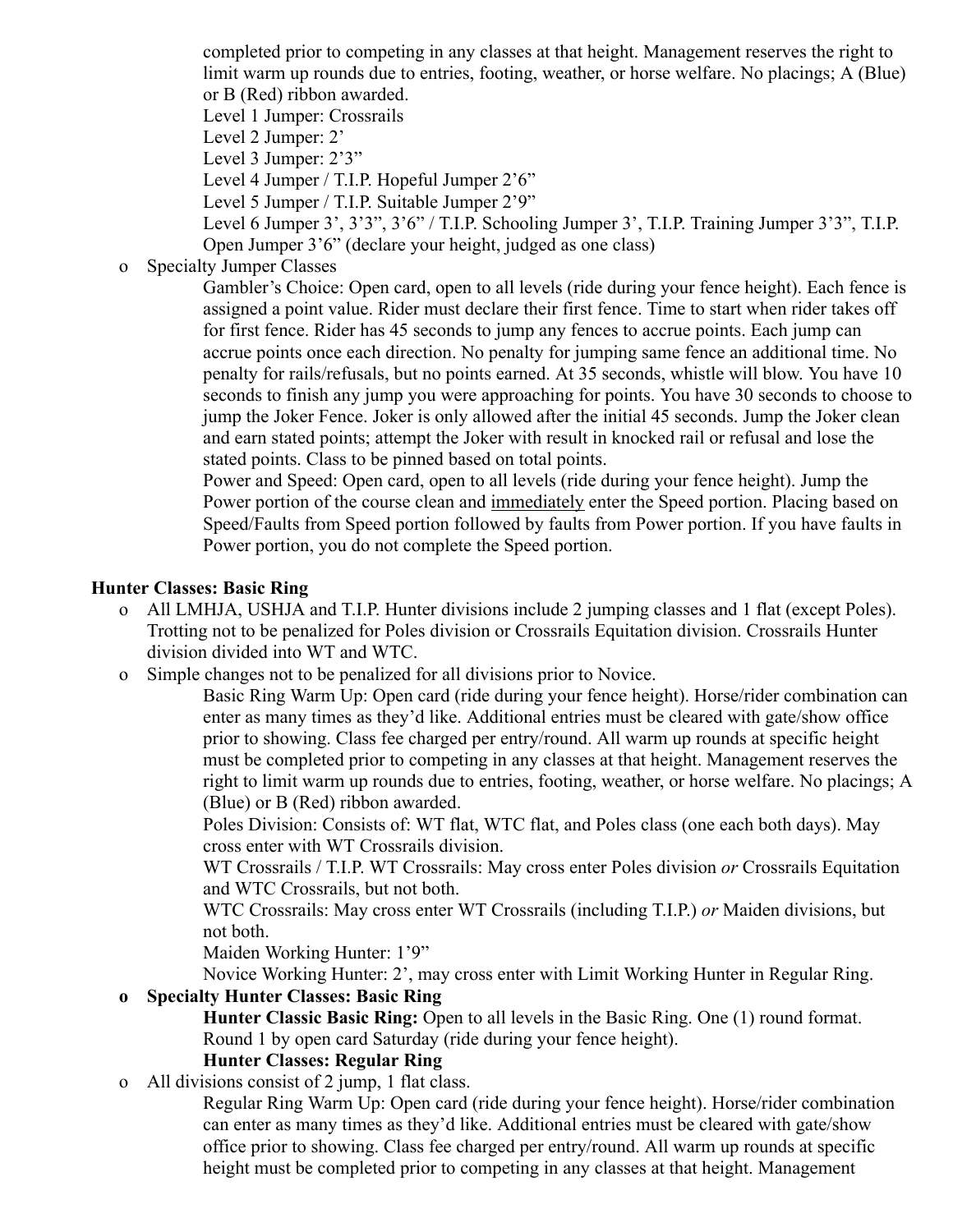completed prior to competing in any classes at that height. Management reserves the right to limit warm up rounds due to entries, footing, weather, or horse welfare. No placings; A (Blue) or B (Red) ribbon awarded.

Level 1 Jumper: Crossrails

Level 2 Jumper: 2'

Level 3 Jumper: 2'3"

Level 4 Jumper / T.I.P. Hopeful Jumper 2'6"

Level 5 Jumper / T.I.P. Suitable Jumper 2'9"

Level 6 Jumper 3', 3'3", 3'6" / T.I.P. Schooling Jumper 3', T.I.P. Training Jumper 3'3", T.I.P. Open Jumper 3'6" (declare your height, judged as one class)

- Specialty Jumper Classes

  Gambler's Choice: Open card, open to all levels (ride during your fence height). Each fence is assigned a point value. Rider must declare their first fence. Time to start when rider takes off for first fence. Rider has 45 seconds to jump any fences to accrue points. Each jump can accrue points once each direction. No penalty for jumping same fence an additional time. No penalty for rails/refusals, but no points earned. At 35 seconds, whistle will blow. You have 10 seconds to finish any jump you were approaching for points. You have 30 seconds to choose to jump the Joker Fence. Joker is only allowed after the initial 45 seconds. Jump the Joker clean and earn stated points; attempt the Joker with result in knocked rail or refusal and lose the stated points. Class to be pinned based on total points.

  Power and Speed: Open card, open to all levels (ride during your fence height). Jump the Power portion of the course clean and <u>immediately</u> enter the Speed portion. Placing based on Speed/Faults from Speed portion followed by faults from Power portion. If you have faults in Power portion, you do not complete the Speed portion.

**Hunter Classes: Basic Ring**

- All LMHJA, USHJA and T.I.P. Hunter divisions include 2 jumping classes and 1 flat (except Poles). Trotting not to be penalized for Poles division or Crossrails Equitation division. Crossrails Hunter division divided into WT and WTC.
- Simple changes not to be penalized for all divisions prior to Novice.

  Basic Ring Warm Up: Open card (ride during your fence height). Horse/rider combination can enter as many times as they'd like. Additional entries must be cleared with gate/show office prior to showing. Class fee charged per entry/round. All warm up rounds at specific height must be completed prior to competing in any classes at that height. Management reserves the right to limit warm up rounds due to entries, footing, weather, or horse welfare. No placings; A (Blue) or B (Red) ribbon awarded.

  Poles Division: Consists of: WT flat, WTC flat, and Poles class (one each both days). May cross enter with WT Crossrails division.

  WT Crossrails / T.I.P. WT Crossrails: May cross enter Poles division *or* Crossrails Equitation and WTC Crossrails, but not both.

  WTC Crossrails: May cross enter WT Crossrails (including T.I.P.) *or* Maiden divisions, but not both.

  Maiden Working Hunter: 1'9"

  Novice Working Hunter: 2', may cross enter with Limit Working Hunter in Regular Ring.

- **Specialty Hunter Classes: Basic Ring**

  **Hunter Classic Basic Ring:** Open to all levels in the Basic Ring. One (1) round format. Round 1 by open card Saturday (ride during your fence height).

  **Hunter Classes: Regular Ring**

- All divisions consist of 2 jump, 1 flat class.

  Regular Ring Warm Up: Open card (ride during your fence height). Horse/rider combination can enter as many times as they'd like. Additional entries must be cleared with gate/show office prior to showing. Class fee charged per entry/round. All warm up rounds at specific height must be completed prior to competing in any classes at that height. Management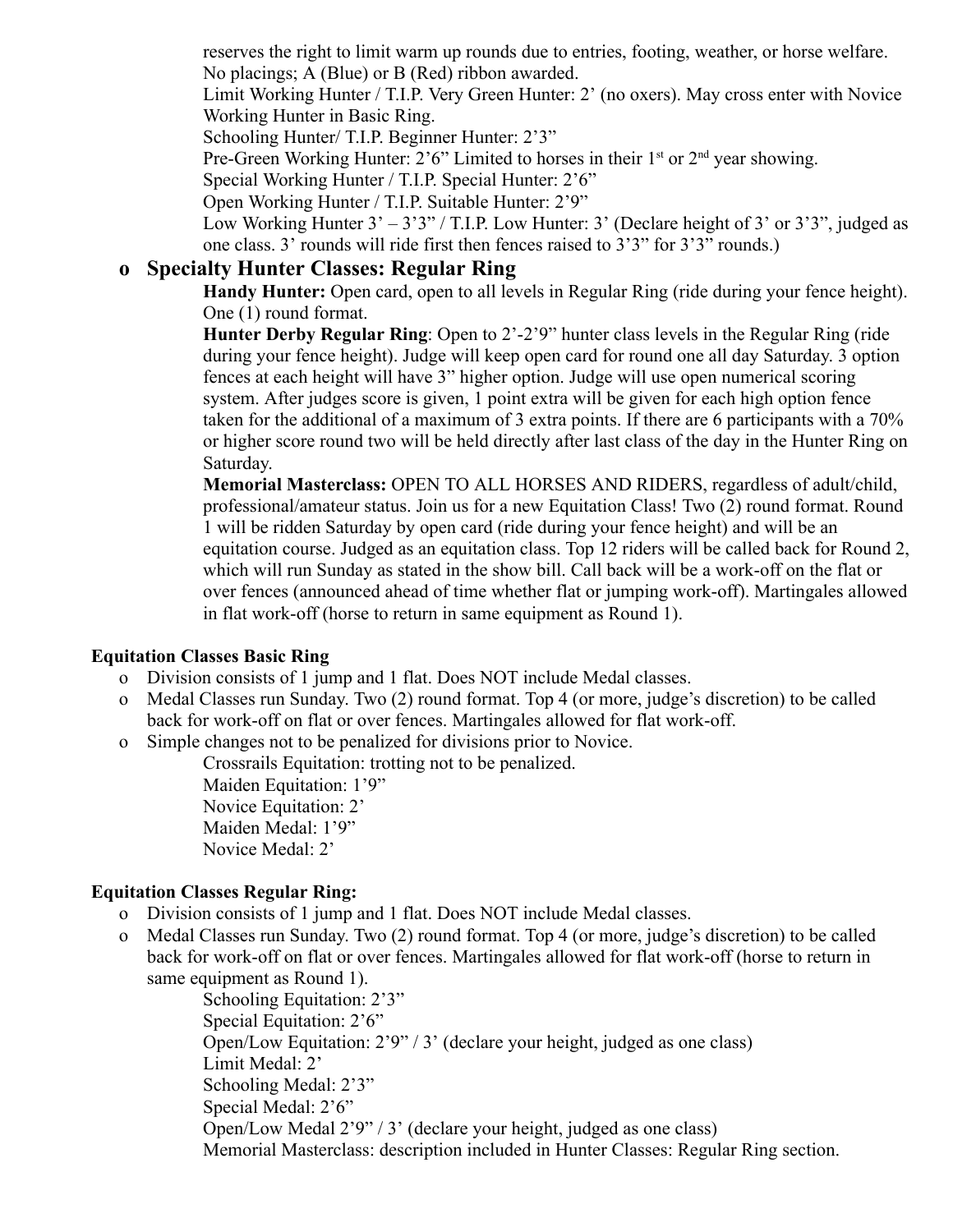reserves the right to limit warm up rounds due to entries, footing, weather, or horse welfare. No placings; A (Blue) or B (Red) ribbon awarded.

Limit Working Hunter / T.I.P. Very Green Hunter: 2' (no oxers). May cross enter with Novice Working Hunter in Basic Ring.

Schooling Hunter/ T.I.P. Beginner Hunter: 2'3"

Pre-Green Working Hunter: 2'6" Limited to horses in their 1st or 2nd year showing.

Special Working Hunter / T.I.P. Special Hunter: 2'6"

Open Working Hunter / T.I.P. Suitable Hunter: 2'9"

Low Working Hunter 3' – 3'3" / T.I.P. Low Hunter: 3' (Declare height of 3' or 3'3", judged as one class. 3' rounds will ride first then fences raised to 3'3" for 3'3" rounds.)

- **Specialty Hunter Classes: Regular Ring**

  **Handy Hunter:** Open card, open to all levels in Regular Ring (ride during your fence height). One (1) round format.

  **Hunter Derby Regular Ring**: Open to 2'-2'9" hunter class levels in the Regular Ring (ride during your fence height). Judge will keep open card for round one all day Saturday. 3 option fences at each height will have 3" higher option. Judge will use open numerical scoring system. After judges score is given, 1 point extra will be given for each high option fence taken for the additional of a maximum of 3 extra points. If there are 6 participants with a 70% or higher score round two will be held directly after last class of the day in the Hunter Ring on Saturday.

  **Memorial Masterclass:** OPEN TO ALL HORSES AND RIDERS, regardless of adult/child, professional/amateur status. Join us for a new Equitation Class! Two (2) round format. Round 1 will be ridden Saturday by open card (ride during your fence height) and will be an equitation course. Judged as an equitation class. Top 12 riders will be called back for Round 2, which will run Sunday as stated in the show bill. Call back will be a work-off on the flat or over fences (announced ahead of time whether flat or jumping work-off). Martingales allowed in flat work-off (horse to return in same equipment as Round 1).

**Equitation Classes Basic Ring**

- Division consists of 1 jump and 1 flat. Does NOT include Medal classes.
- Medal Classes run Sunday. Two (2) round format. Top 4 (or more, judge's discretion) to be called back for work-off on flat or over fences. Martingales allowed for flat work-off.
- Simple changes not to be penalized for divisions prior to Novice.

  Crossrails Equitation: trotting not to be penalized.

  Maiden Equitation: 1'9"

  Novice Equitation: 2'

  Maiden Medal: 1'9"

  Novice Medal: 2'

**Equitation Classes Regular Ring:**

- Division consists of 1 jump and 1 flat. Does NOT include Medal classes.
- Medal Classes run Sunday. Two (2) round format. Top 4 (or more, judge's discretion) to be called back for work-off on flat or over fences. Martingales allowed for flat work-off (horse to return in same equipment as Round 1).

  Schooling Equitation: 2'3"

  Special Equitation: 2'6"

  Open/Low Equitation: 2'9" / 3' (declare your height, judged as one class)

  Limit Medal: 2'

  Schooling Medal: 2'3"

  Special Medal: 2'6"

  Open/Low Medal 2'9" / 3' (declare your height, judged as one class)

  Memorial Masterclass: description included in Hunter Classes: Regular Ring section.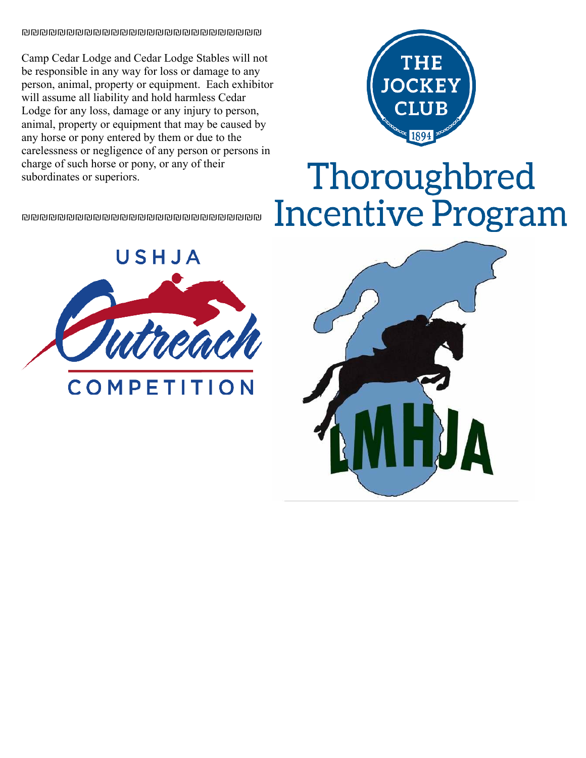Camp Cedar Lodge and Cedar Lodge Stables will not be responsible in any way for loss or damage to any person, animal, property or equipment. Each exhibitor will assume all liability and hold harmless Cedar Lodge for any loss, damage or any injury to person, animal, property or equipment that may be caused by any horse or pony entered by them or due to the carelessness or negligence of any person or persons in charge of such horse or pony, or any of their subordinates or superiors.

THE JOCKEY CLUB 1894

# Thoroughbred Incentive Program

USHJA Outreach COMPETITION

LMHJA